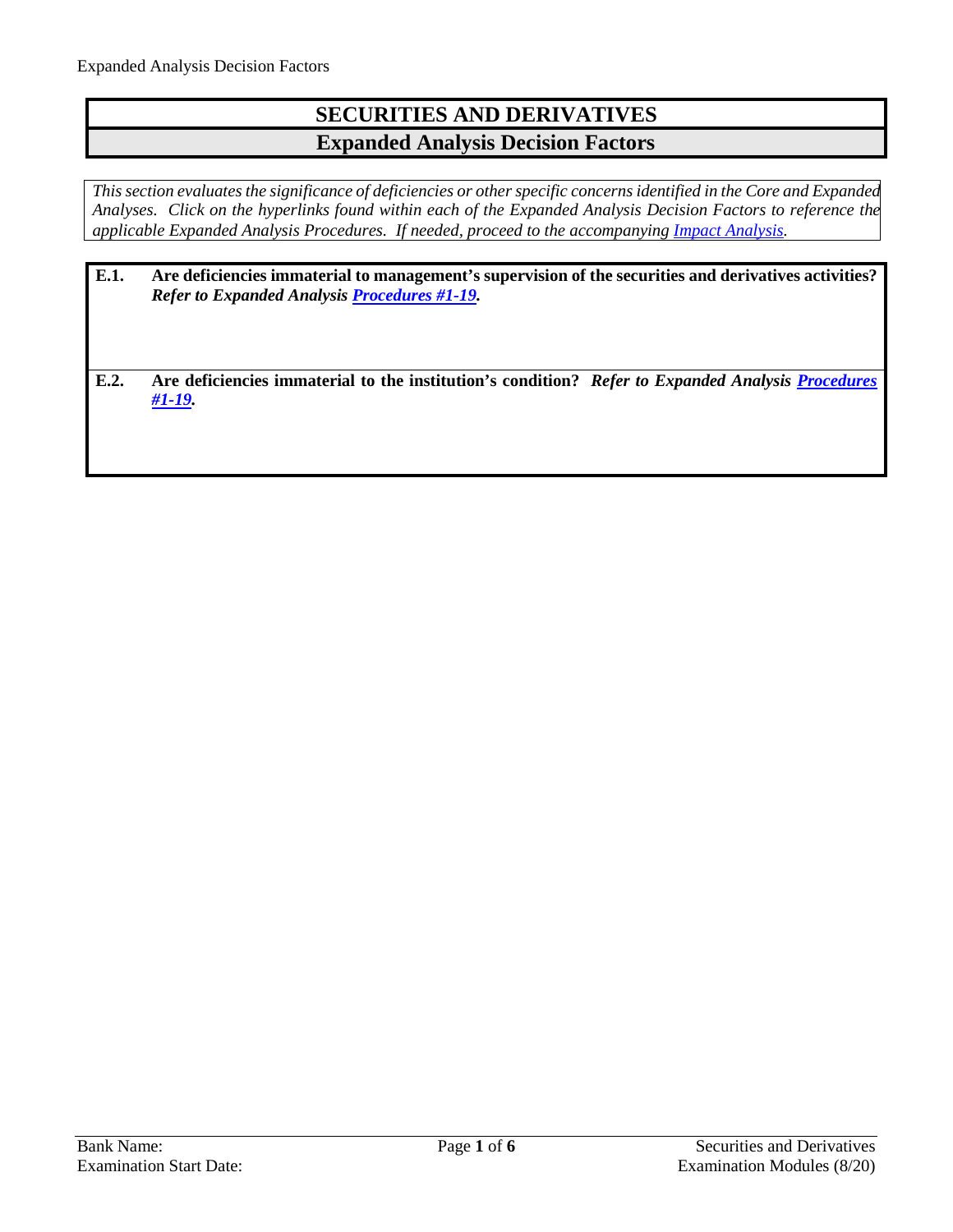# SECURITIES AND DERIVATIVES

## Expanded Analysis Decision Factors

*This section evaluates the significance of deficiencies or other specific concerns identified in the Core and Expanded Analyses. Click on the hyperlinks found within each of the Expanded Analysis Decision Factors to reference the applicable Expanded Analysis Procedures. If needed, proceed to the accompanying Impact Analysis.*

**E.1. Are deficiencies immaterial to management's supervision of the securities and derivatives activities?** ***Refer to Expanded Analysis Procedures #1-19.***

**E.2. Are deficiencies immaterial to the institution's condition?** ***Refer to Expanded Analysis Procedures #1-19.***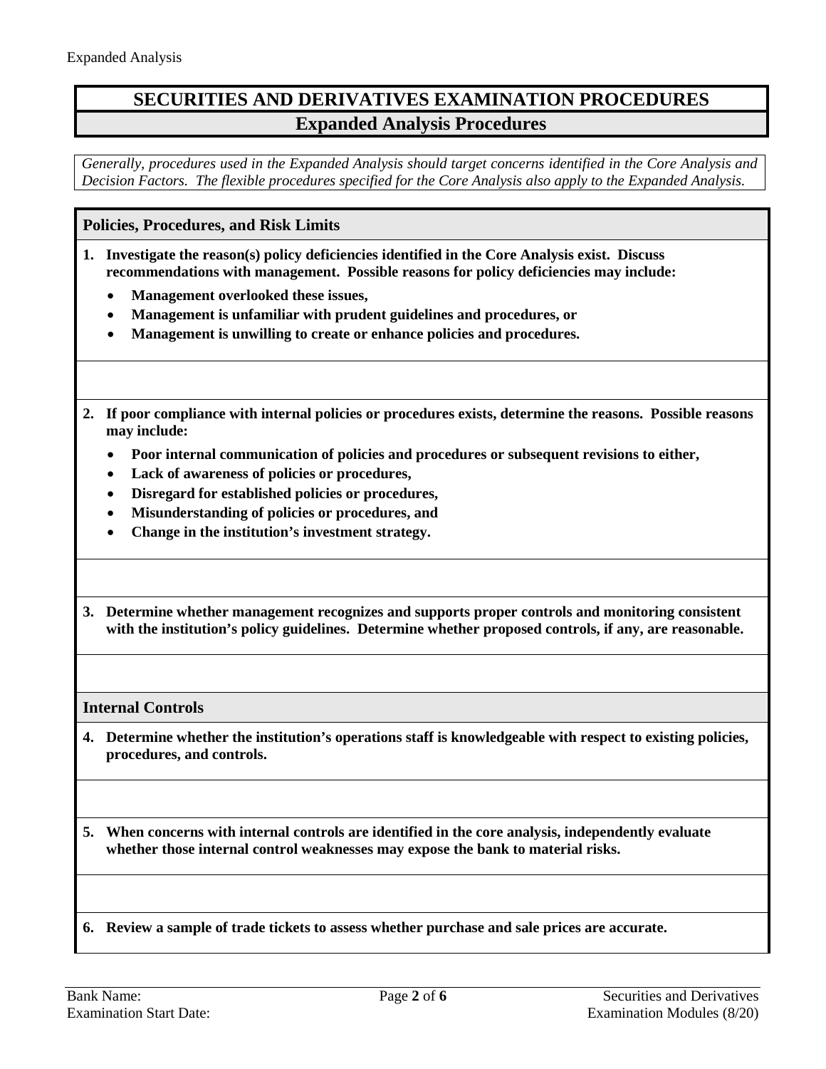# SECURITIES AND DERIVATIVES EXAMINATION PROCEDURES

## Expanded Analysis Procedures

*Generally, procedures used in the Expanded Analysis should target concerns identified in the Core Analysis and Decision Factors. The flexible procedures specified for the Core Analysis also apply to the Expanded Analysis.*

### Policies, Procedures, and Risk Limits

**1. Investigate the reason(s) policy deficiencies identified in the Core Analysis exist. Discuss recommendations with management. Possible reasons for policy deficiencies may include:**

- **Management overlooked these issues,**
- **Management is unfamiliar with prudent guidelines and procedures, or**
- **Management is unwilling to create or enhance policies and procedures.**

**2. If poor compliance with internal policies or procedures exists, determine the reasons. Possible reasons may include:**

- **Poor internal communication of policies and procedures or subsequent revisions to either,**
- **Lack of awareness of policies or procedures,**
- **Disregard for established policies or procedures,**
- **Misunderstanding of policies or procedures, and**
- **Change in the institution's investment strategy.**

**3. Determine whether management recognizes and supports proper controls and monitoring consistent with the institution's policy guidelines. Determine whether proposed controls, if any, are reasonable.**

### Internal Controls

**4. Determine whether the institution's operations staff is knowledgeable with respect to existing policies, procedures, and controls.**

**5. When concerns with internal controls are identified in the core analysis, independently evaluate whether those internal control weaknesses may expose the bank to material risks.**

**6. Review a sample of trade tickets to assess whether purchase and sale prices are accurate.**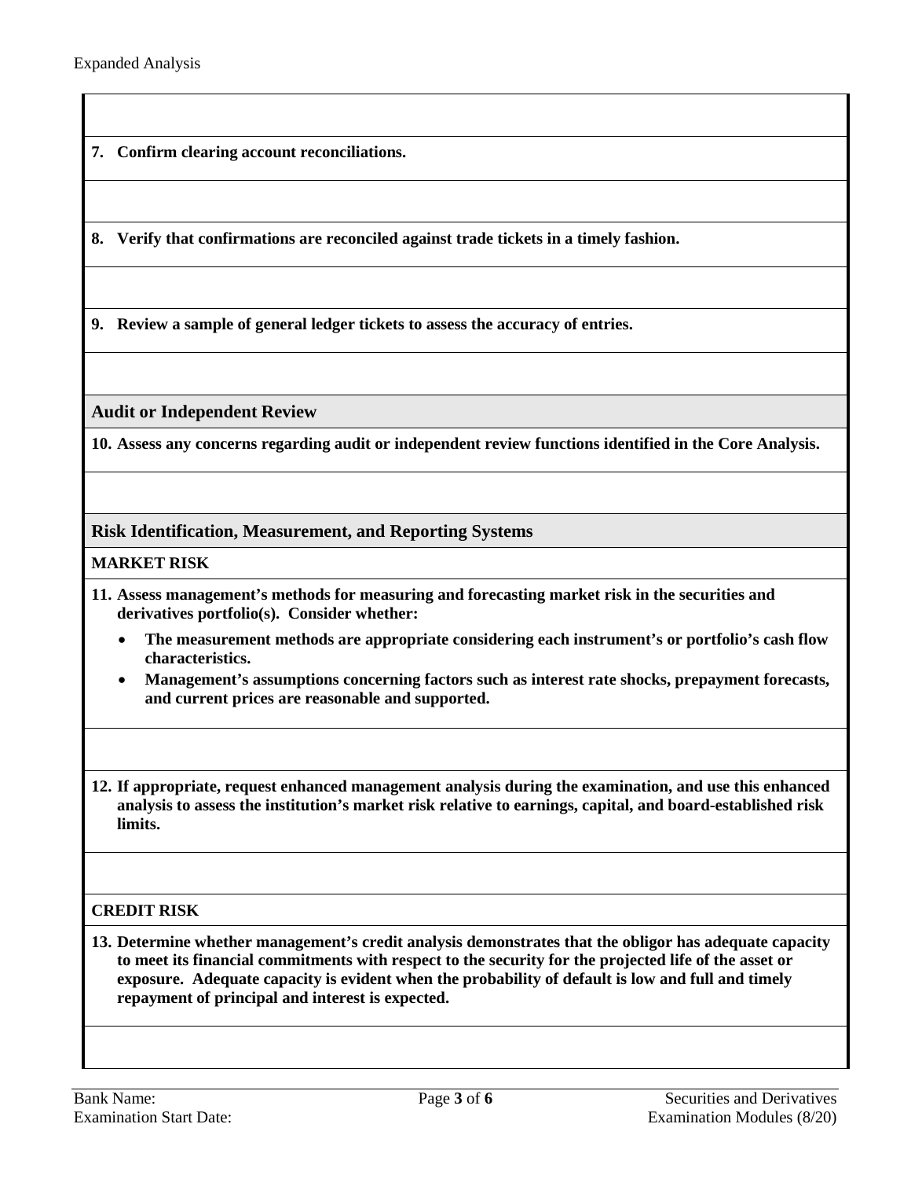**7. Confirm clearing account reconciliations.**

**8. Verify that confirmations are reconciled against trade tickets in a timely fashion.**

**9. Review a sample of general ledger tickets to assess the accuracy of entries.**

## Audit or Independent Review

**10. Assess any concerns regarding audit or independent review functions identified in the Core Analysis.**

## Risk Identification, Measurement, and Reporting Systems

### MARKET RISK

**11. Assess management's methods for measuring and forecasting market risk in the securities and derivatives portfolio(s). Consider whether:**

- **The measurement methods are appropriate considering each instrument's or portfolio's cash flow characteristics.**
- **Management's assumptions concerning factors such as interest rate shocks, prepayment forecasts, and current prices are reasonable and supported.**

**12. If appropriate, request enhanced management analysis during the examination, and use this enhanced analysis to assess the institution's market risk relative to earnings, capital, and board-established risk limits.**

### CREDIT RISK

**13. Determine whether management's credit analysis demonstrates that the obligor has adequate capacity to meet its financial commitments with respect to the security for the projected life of the asset or exposure. Adequate capacity is evident when the probability of default is low and full and timely repayment of principal and interest is expected.**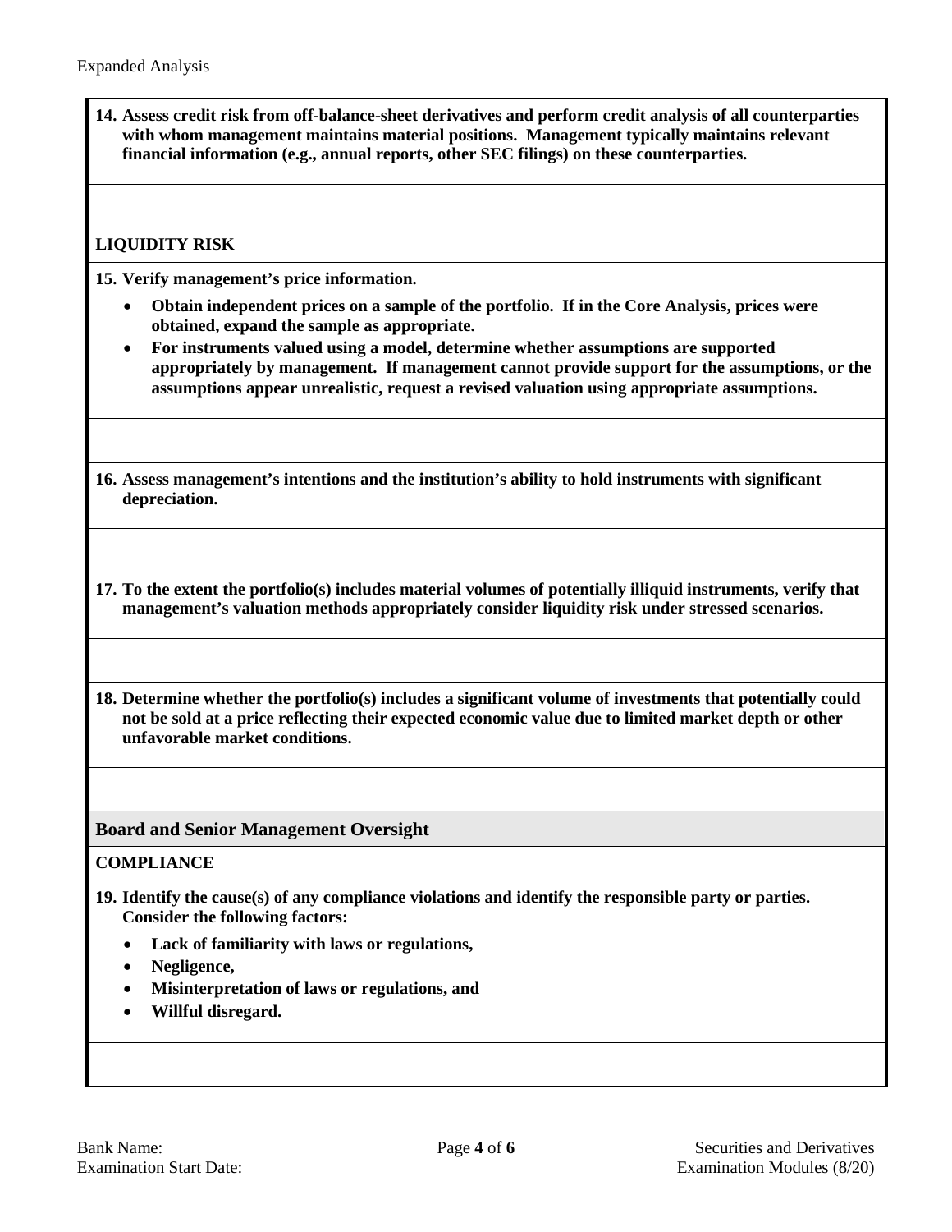Expanded Analysis

**14. Assess credit risk from off-balance-sheet derivatives and perform credit analysis of all counterparties with whom management maintains material positions. Management typically maintains relevant financial information (e.g., annual reports, other SEC filings) on these counterparties.**

**LIQUIDITY RISK**

**15. Verify management's price information.**

- **Obtain independent prices on a sample of the portfolio. If in the Core Analysis, prices were obtained, expand the sample as appropriate.**
- **For instruments valued using a model, determine whether assumptions are supported appropriately by management. If management cannot provide support for the assumptions, or the assumptions appear unrealistic, request a revised valuation using appropriate assumptions.**

**16. Assess management's intentions and the institution's ability to hold instruments with significant depreciation.**

**17. To the extent the portfolio(s) includes material volumes of potentially illiquid instruments, verify that management's valuation methods appropriately consider liquidity risk under stressed scenarios.**

**18. Determine whether the portfolio(s) includes a significant volume of investments that potentially could not be sold at a price reflecting their expected economic value due to limited market depth or other unfavorable market conditions.**

## Board and Senior Management Oversight

**COMPLIANCE**

**19. Identify the cause(s) of any compliance violations and identify the responsible party or parties. Consider the following factors:**

- **Lack of familiarity with laws or regulations,**
- **Negligence,**
- **Misinterpretation of laws or regulations, and**
- **Willful disregard.**

Bank Name:
Examination Start Date: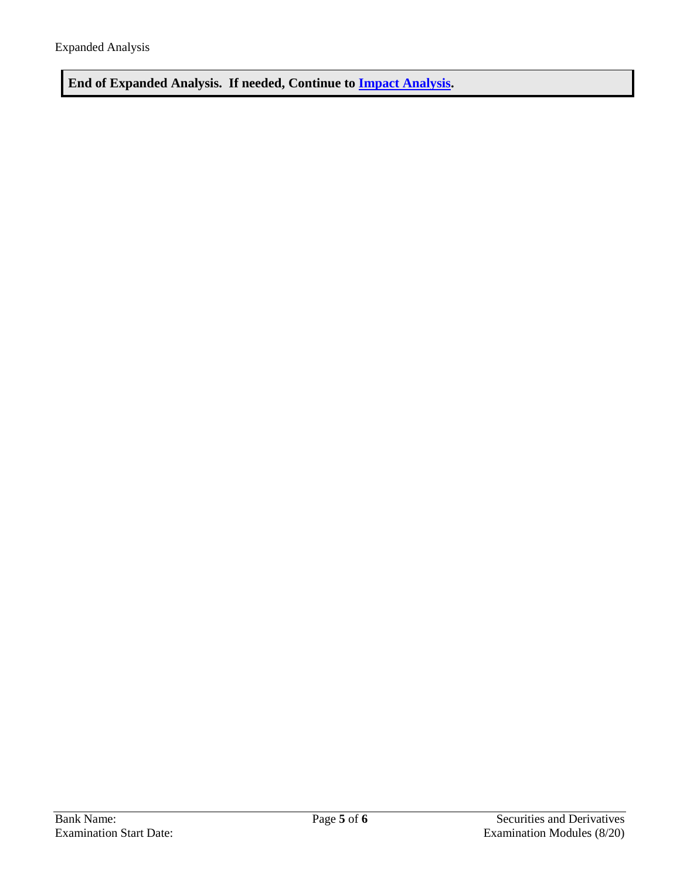**End of Expanded Analysis. If needed, Continue to Impact Analysis.**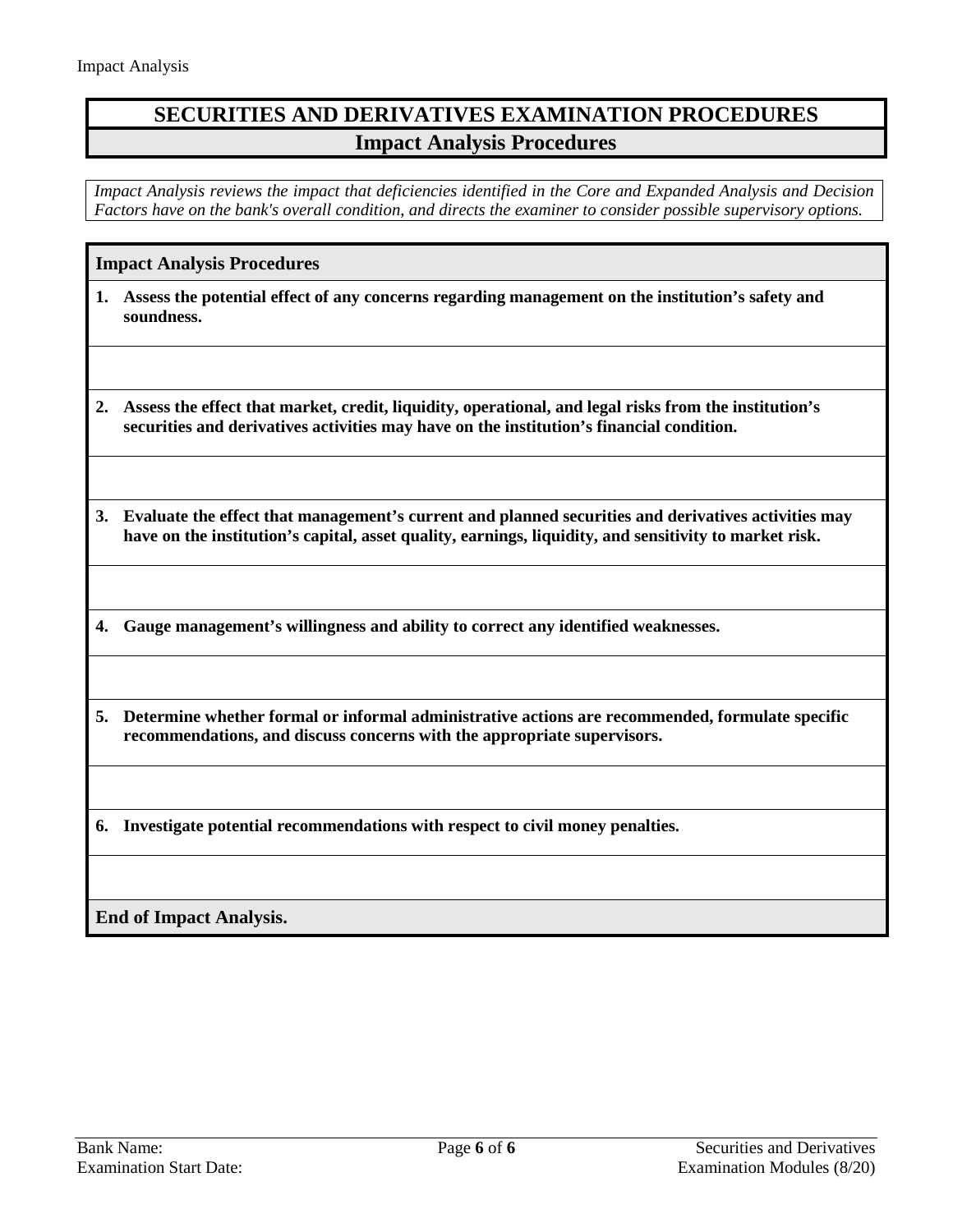# SECURITIES AND DERIVATIVES EXAMINATION PROCEDURES

## Impact Analysis Procedures

*Impact Analysis reviews the impact that deficiencies identified in the Core and Expanded Analysis and Decision Factors have on the bank's overall condition, and directs the examiner to consider possible supervisory options.*

| **Impact Analysis Procedures** |
|---|
| **1. Assess the potential effect of any concerns regarding management on the institution's safety and soundness.** |
| |
| **2. Assess the effect that market, credit, liquidity, operational, and legal risks from the institution's securities and derivatives activities may have on the institution's financial condition.** |
| |
| **3. Evaluate the effect that management's current and planned securities and derivatives activities may have on the institution's capital, asset quality, earnings, liquidity, and sensitivity to market risk.** |
| |
| **4. Gauge management's willingness and ability to correct any identified weaknesses.** |
| |
| **5. Determine whether formal or informal administrative actions are recommended, formulate specific recommendations, and discuss concerns with the appropriate supervisors.** |
| |
| **6. Investigate potential recommendations with respect to civil money penalties.** |
| |
| **End of Impact Analysis.** |

Bank Name:

Examination Start Date: